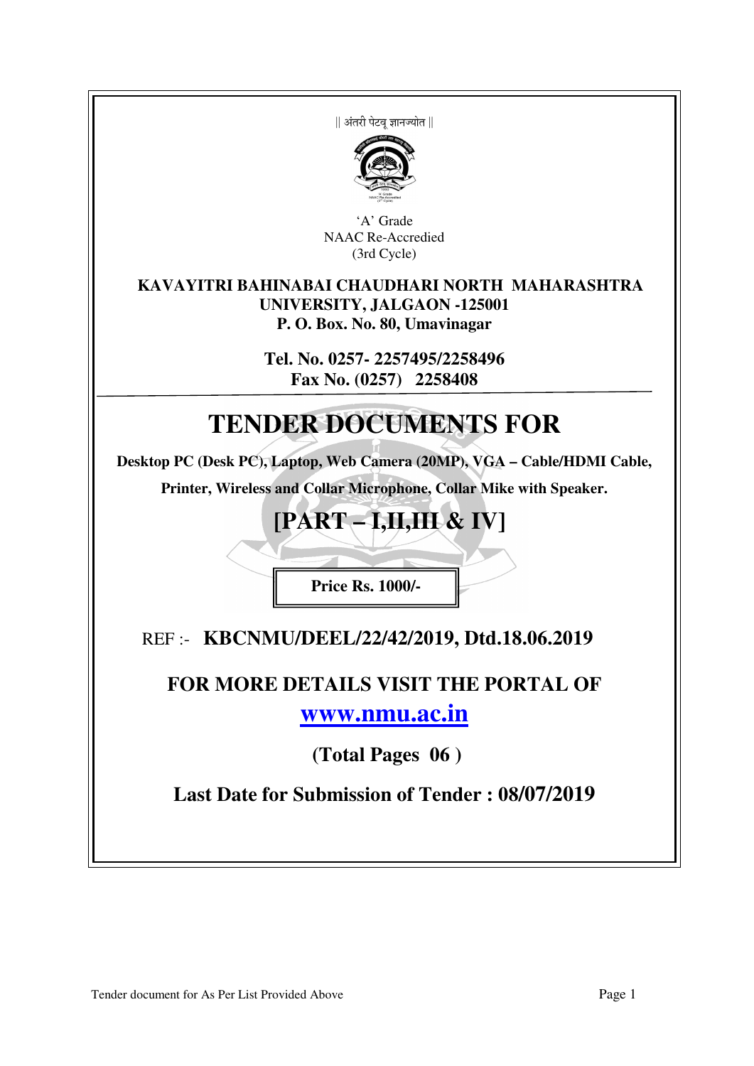|| अंतरी पेटवू ज्ञानज्योत ||

'A' Grade
NAAC Re-Accredied
(3rd Cycle)

**KAVAYITRI BAHINABAI CHAUDHARI NORTH MAHARASHTRA UNIVERSITY, JALGAON -125001**
**P. O. Box. No. 80, Umavinagar**

**Tel. No. 0257- 2257495/2258496**
**Fax No. (0257) 2258408**

# TENDER DOCUMENTS FOR

**Desktop PC (Desk PC), Laptop, Web Camera (20MP), VGA – Cable/HDMI Cable, Printer, Wireless and Collar Microphone, Collar Mike with Speaker.**

## [PART – I,II,III & IV]

**Price Rs. 1000/-**

REF :- **KBCNMU/DEEL/22/42/2019, Dtd.18.06.2019**

**FOR MORE DETAILS VISIT THE PORTAL OF**
**www.nmu.ac.in**

**(Total Pages 06 )**

**Last Date for Submission of Tender : 08/07/2019**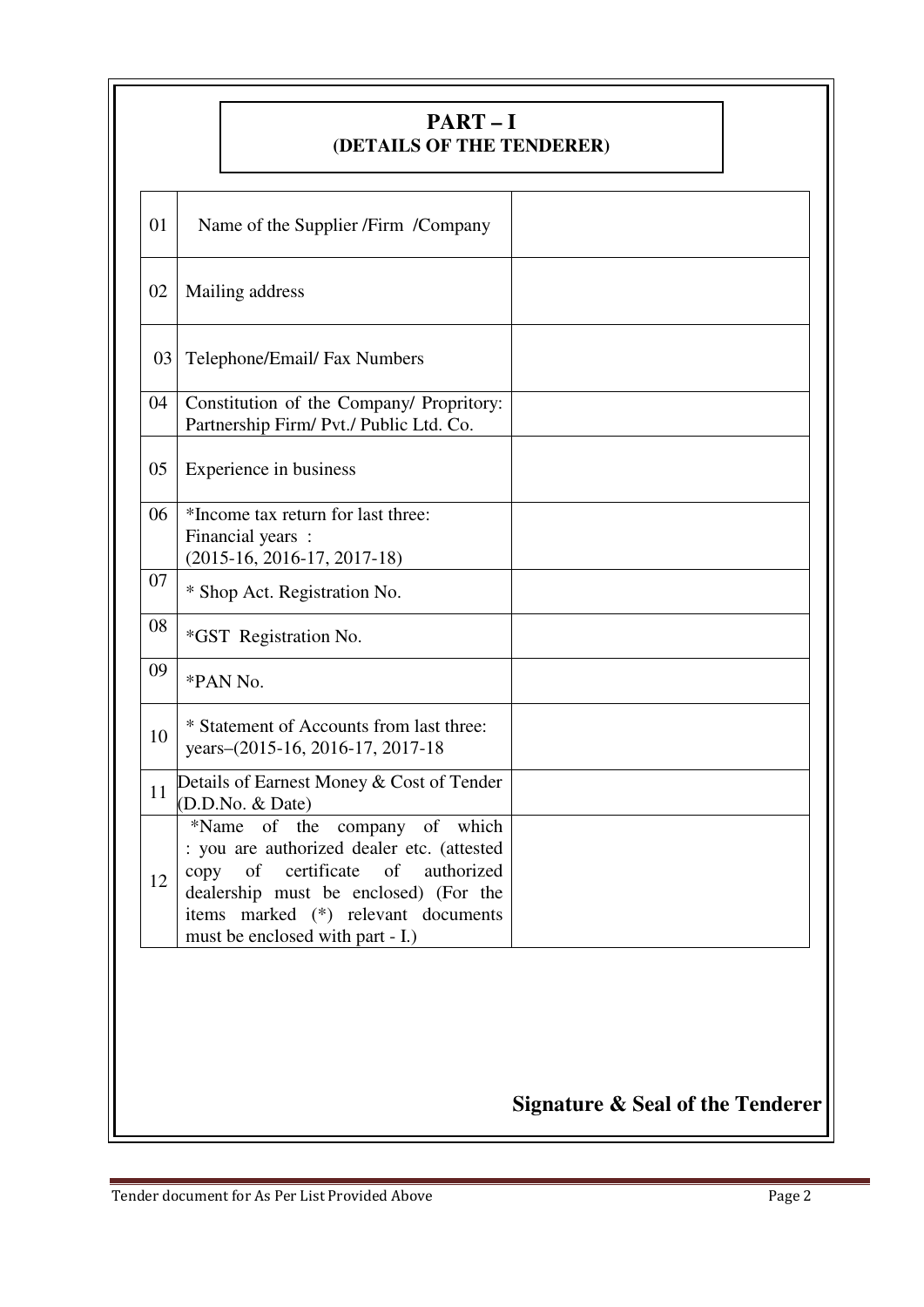# PART – I
## (DETAILS OF THE TENDERER)

| | | |
|---|---|---|
| 01 | Name of the Supplier /Firm /Company | |
| 02 | Mailing address | |
| 03 | Telephone/Email/ Fax Numbers | |
| 04 | Constitution of the Company/ Propritory: Partnership Firm/ Pvt./ Public Ltd. Co. | |
| 05 | Experience in business | |
| 06 | *Income tax return for last three: Financial years : (2015-16, 2016-17, 2017-18) | |
| 07 | * Shop Act. Registration No. | |
| 08 | *GST Registration No. | |
| 09 | *PAN No. | |
| 10 | * Statement of Accounts from last three: years–(2015-16, 2016-17, 2017-18 | |
| 11 | Details of Earnest Money & Cost of Tender (D.D.No. & Date) | |
| 12 | *Name of the company of which : you are authorized dealer etc. (attested copy of certificate of authorized dealership must be enclosed) (For the items marked (*) relevant documents must be enclosed with part - I.) | |

**Signature & Seal of the Tenderer**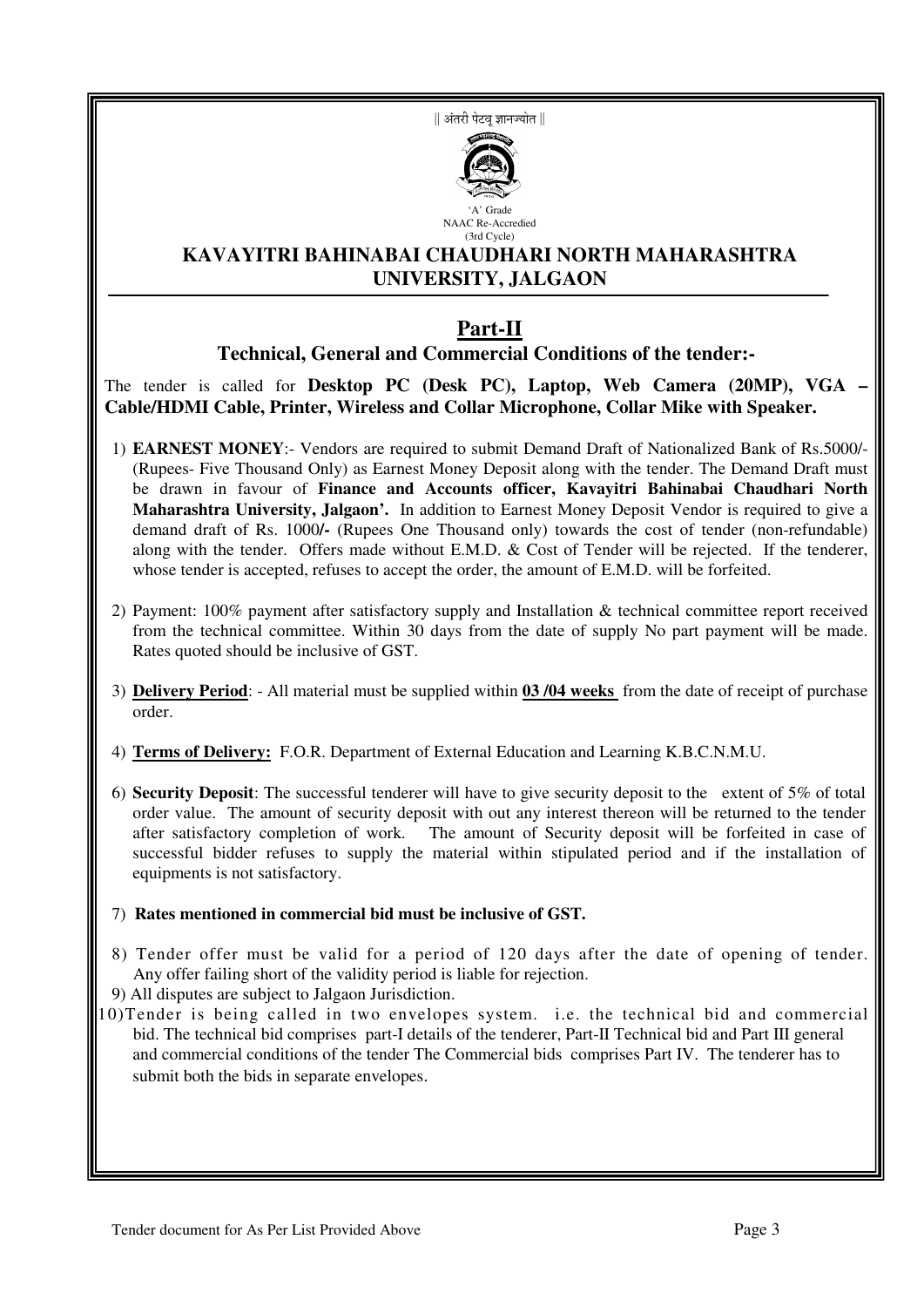|| अंतरी पेटवू ज्ञानज्योत ||

'A' Grade
NAAC Re-Accredied
(3rd Cycle)

# KAVAYITRI BAHINABAI CHAUDHARI NORTH MAHARASHTRA UNIVERSITY, JALGAON

## Part-II

### Technical, General and Commercial Conditions of the tender:-

The tender is called for **Desktop PC (Desk PC), Laptop, Web Camera (20MP), VGA – Cable/HDMI Cable, Printer, Wireless and Collar Microphone, Collar Mike with Speaker.**

1) **EARNEST MONEY**:- Vendors are required to submit Demand Draft of Nationalized Bank of Rs.5000/- (Rupees- Five Thousand Only) as Earnest Money Deposit along with the tender. The Demand Draft must be drawn in favour of **Finance and Accounts officer, Kavayitri Bahinabai Chaudhari North Maharashtra University, Jalgaon'.** In addition to Earnest Money Deposit Vendor is required to give a demand draft of Rs. 1000**/-** (Rupees One Thousand only) towards the cost of tender (non-refundable) along with the tender. Offers made without E.M.D. & Cost of Tender will be rejected. If the tenderer, whose tender is accepted, refuses to accept the order, the amount of E.M.D. will be forfeited.

2) Payment: 100% payment after satisfactory supply and Installation & technical committee report received from the technical committee. Within 30 days from the date of supply No part payment will be made. Rates quoted should be inclusive of GST.

3) **Delivery Period**: - All material must be supplied within **03 /04 weeks** from the date of receipt of purchase order.

4) **Terms of Delivery:** F.O.R. Department of External Education and Learning K.B.C.N.M.U.

6) **Security Deposit**: The successful tenderer will have to give security deposit to the extent of 5% of total order value. The amount of security deposit with out any interest thereon will be returned to the tender after satisfactory completion of work. The amount of Security deposit will be forfeited in case of successful bidder refuses to supply the material within stipulated period and if the installation of equipments is not satisfactory.

7) **Rates mentioned in commercial bid must be inclusive of GST.**

8) Tender offer must be valid for a period of 120 days after the date of opening of tender. Any offer failing short of the validity period is liable for rejection.

9) All disputes are subject to Jalgaon Jurisdiction.

10) Tender is being called in two envelopes system. i.e. the technical bid and commercial bid. The technical bid comprises part-I details of the tenderer, Part-II Technical bid and Part III general and commercial conditions of the tender The Commercial bids comprises Part IV. The tenderer has to submit both the bids in separate envelopes.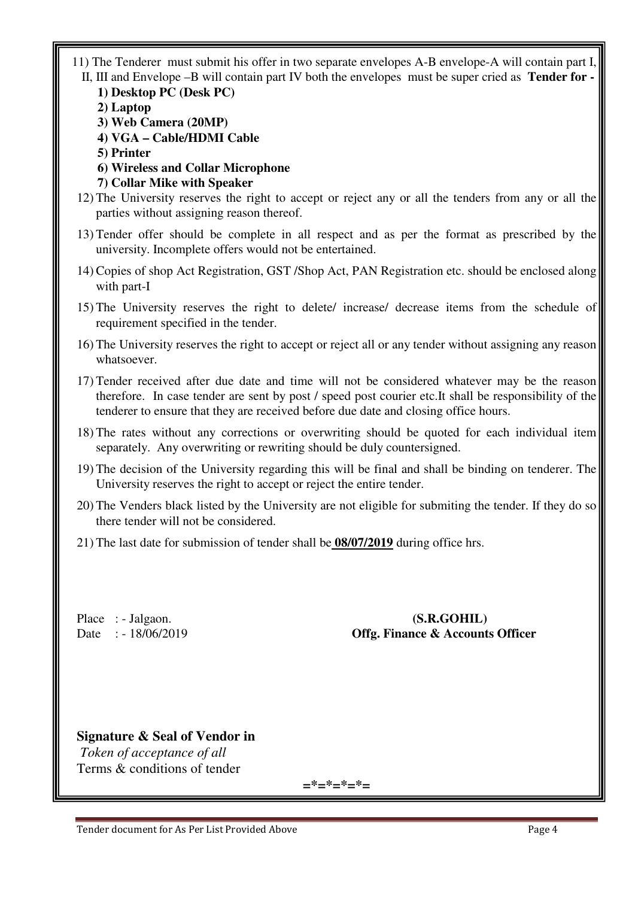11) The Tenderer must submit his offer in two separate envelopes A-B envelope-A will contain part I, II, III and Envelope –B will contain part IV both the envelopes must be super cried as **Tender for -**

    **1) Desktop PC (Desk PC)**

    **2) Laptop**

    **3) Web Camera (20MP)**

    **4) VGA – Cable/HDMI Cable**

    **5) Printer**

    **6) Wireless and Collar Microphone**

    **7) Collar Mike with Speaker**

12) The University reserves the right to accept or reject any or all the tenders from any or all the parties without assigning reason thereof.
13) Tender offer should be complete in all respect and as per the format as prescribed by the university. Incomplete offers would not be entertained.
14) Copies of shop Act Registration, GST /Shop Act, PAN Registration etc. should be enclosed along with part-I
15) The University reserves the right to delete/ increase/ decrease items from the schedule of requirement specified in the tender.
16) The University reserves the right to accept or reject all or any tender without assigning any reason whatsoever.
17) Tender received after due date and time will not be considered whatever may be the reason therefore. In case tender are sent by post / speed post courier etc.It shall be responsibility of the tenderer to ensure that they are received before due date and closing office hours.
18) The rates without any corrections or overwriting should be quoted for each individual item separately. Any overwriting or rewriting should be duly countersigned.
19) The decision of the University regarding this will be final and shall be binding on tenderer. The University reserves the right to accept or reject the entire tender.
20) The Venders black listed by the University are not eligible for submiting the tender. If they do so there tender will not be considered.
21) The last date for submission of tender shall be **08/07/2019** during office hrs.

Place : - Jalgaon.
Date : - 18/06/2019

**(S.R.GOHIL)**
**Offg. Finance & Accounts Officer**

**Signature & Seal of Vendor in**
*Token of acceptance of all*
Terms & conditions of tender

=*=*=*=*=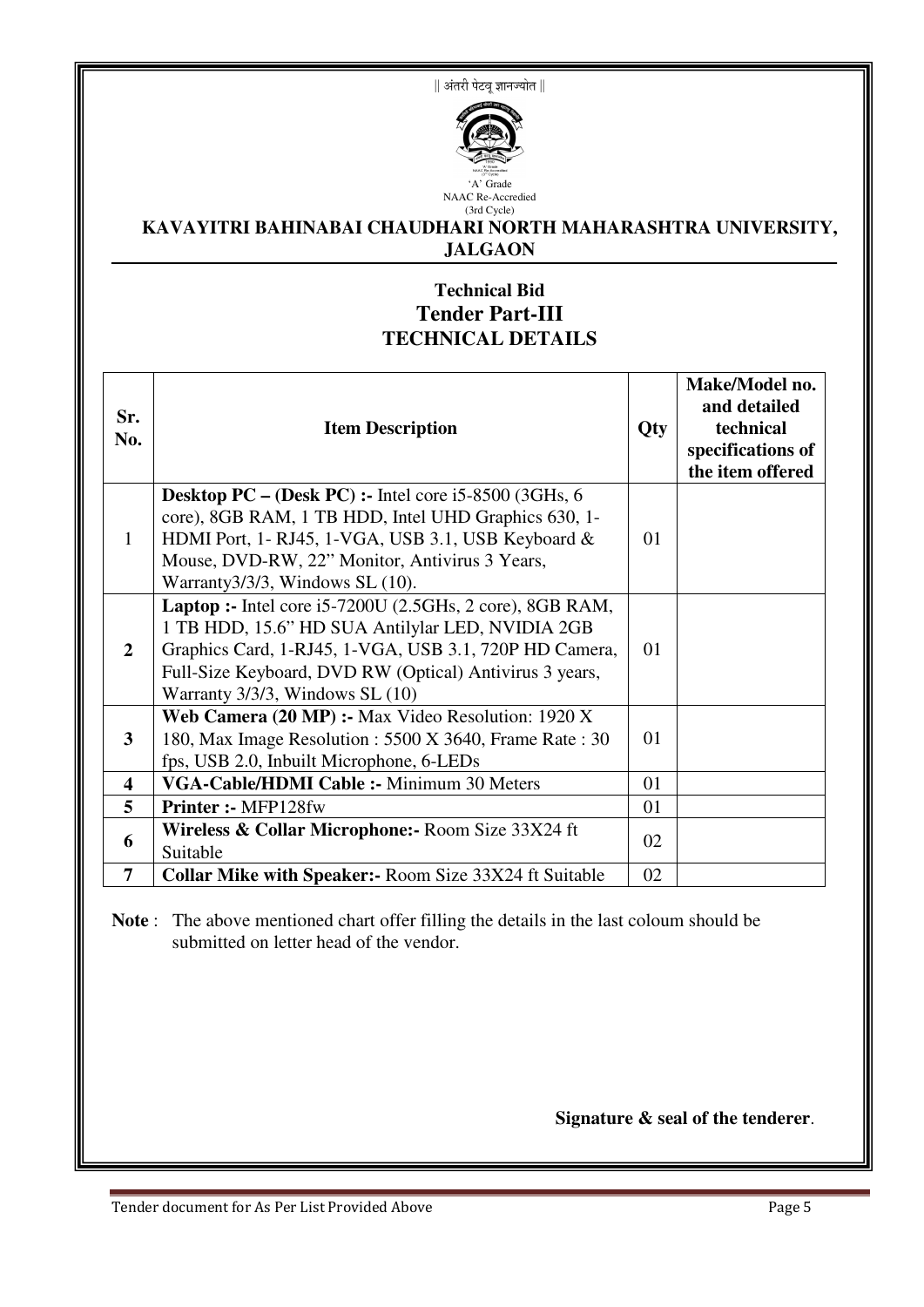|| अंतरी पेटवू ज्ञानज्योत ||

'A' Grade
NAAC Re-Accredied
(3rd Cycle)

## KAVAYITRI BAHINABAI CHAUDHARI NORTH MAHARASHTRA UNIVERSITY, JALGAON

### Technical Bid
### Tender Part-III
### TECHNICAL DETAILS

| Sr. No. | Item Description | Qty | Make/Model no. and detailed technical specifications of the item offered |
|---|---|---|---|
| 1 | **Desktop PC – (Desk PC) :-** Intel core i5-8500 (3GHs, 6 core), 8GB RAM, 1 TB HDD, Intel UHD Graphics 630, 1-HDMI Port, 1- RJ45, 1-VGA, USB 3.1, USB Keyboard & Mouse, DVD-RW, 22" Monitor, Antivirus 3 Years, Warranty3/3/3, Windows SL (10). | 01 | |
| **2** | **Laptop :-** Intel core i5-7200U (2.5GHs, 2 core), 8GB RAM, 1 TB HDD, 15.6" HD SUA Antilylar LED, NVIDIA 2GB Graphics Card, 1-RJ45, 1-VGA, USB 3.1, 720P HD Camera, Full-Size Keyboard, DVD RW (Optical) Antivirus 3 years, Warranty 3/3/3, Windows SL (10) | 01 | |
| **3** | **Web Camera (20 MP) :-** Max Video Resolution: 1920 X 180, Max Image Resolution : 5500 X 3640, Frame Rate : 30 fps, USB 2.0, Inbuilt Microphone, 6-LEDs | 01 | |
| **4** | **VGA-Cable/HDMI Cable :-** Minimum 30 Meters | 01 | |
| **5** | **Printer :-** MFP128fw | 01 | |
| **6** | **Wireless & Collar Microphone:-** Room Size 33X24 ft Suitable | 02 | |
| **7** | **Collar Mike with Speaker:-** Room Size 33X24 ft Suitable | 02 | |

**Note** : The above mentioned chart offer filling the details in the last coloum should be submitted on letter head of the vendor.

**Signature & seal of the tenderer**.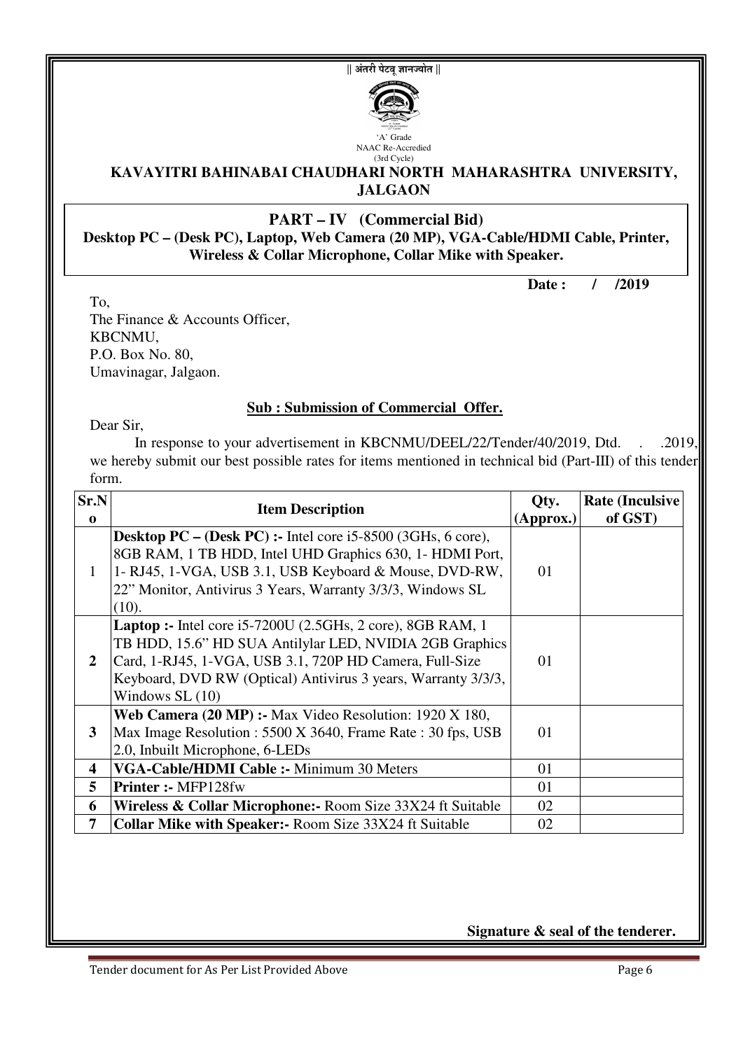|| अंतरी पेटवू ज्ञानज्योत ||

'A' Grade
NAAC Re-Accredied
(3rd Cycle)

## KAVAYITRI BAHINABAI CHAUDHARI NORTH MAHARASHTRA UNIVERSITY, JALGAON

## PART – IV (Commercial Bid)

**Desktop PC – (Desk PC), Laptop, Web Camera (20 MP), VGA-Cable/HDMI Cable, Printer, Wireless & Collar Microphone, Collar Mike with Speaker.**

**Date : / /2019**

To,
The Finance & Accounts Officer,
KBCNMU,
P.O. Box No. 80,
Umavinagar, Jalgaon.

**Sub : Submission of Commercial Offer.**

Dear Sir,

In response to your advertisement in KBCNMU/DEEL/22/Tender/40/2019, Dtd. . .2019, we hereby submit our best possible rates for items mentioned in technical bid (Part-III) of this tender form.

| Sr.No | Item Description | Qty. (Approx.) | Rate (Inculsive of GST) |
|---|---|---|---|
| 1 | **Desktop PC – (Desk PC) :-** Intel core i5-8500 (3GHs, 6 core), 8GB RAM, 1 TB HDD, Intel UHD Graphics 630, 1- HDMI Port, 1- RJ45, 1-VGA, USB 3.1, USB Keyboard & Mouse, DVD-RW, 22" Monitor, Antivirus 3 Years, Warranty 3/3/3, Windows SL (10). | 01 | |
| **2** | **Laptop :-** Intel core i5-7200U (2.5GHs, 2 core), 8GB RAM, 1 TB HDD, 15.6" HD SUA Antilylar LED, NVIDIA 2GB Graphics Card, 1-RJ45, 1-VGA, USB 3.1, 720P HD Camera, Full-Size Keyboard, DVD RW (Optical) Antivirus 3 years, Warranty 3/3/3, Windows SL (10) | 01 | |
| **3** | **Web Camera (20 MP) :-** Max Video Resolution: 1920 X 180, Max Image Resolution : 5500 X 3640, Frame Rate : 30 fps, USB 2.0, Inbuilt Microphone, 6-LEDs | 01 | |
| **4** | **VGA-Cable/HDMI Cable :-** Minimum 30 Meters | 01 | |
| **5** | **Printer :-** MFP128fw | 01 | |
| **6** | **Wireless & Collar Microphone:-** Room Size 33X24 ft Suitable | 02 | |
| **7** | **Collar Mike with Speaker:-** Room Size 33X24 ft Suitable | 02 | |

**Signature & seal of the tenderer.**